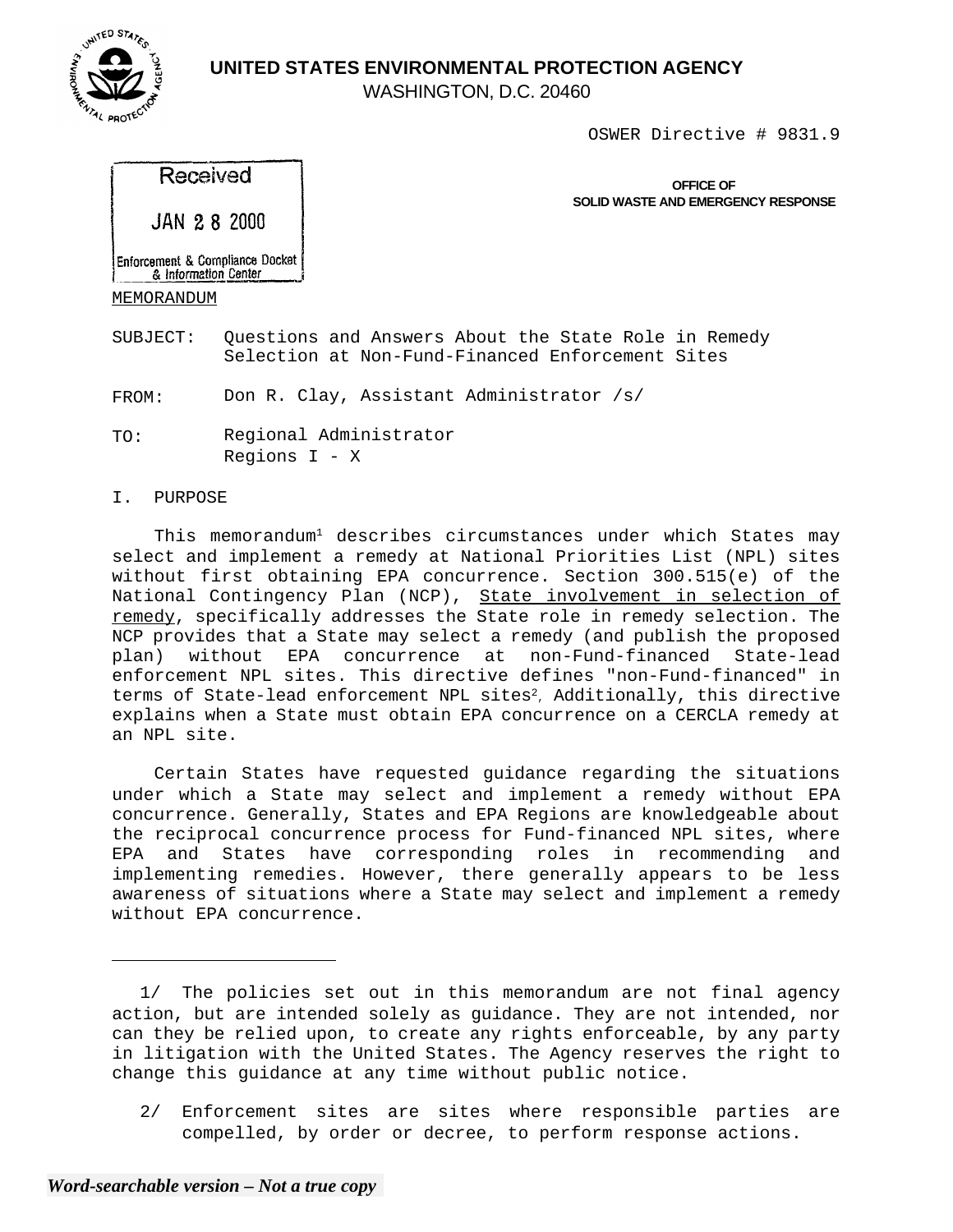**UNITED STATES ENVIRONMENTAL PROTECTION AGENCY**
WASHINGTON, D.C. 20460

OSWER Directive # 9831.9

Received

JAN 2 8 2000

Enforcement & Compliance Docket & Information Center

**OFFICE OF SOLID WASTE AND EMERGENCY RESPONSE**

MEMORANDUM

SUBJECT: Questions and Answers About the State Role in Remedy Selection at Non-Fund-Financed Enforcement Sites

FROM: Don R. Clay, Assistant Administrator /s/

TO: Regional Administrator
Regions I - X

## I. PURPOSE

This memorandum[1] describes circumstances under which States may select and implement a remedy at National Priorities List (NPL) sites without first obtaining EPA concurrence. Section 300.515(e) of the National Contingency Plan (NCP), State involvement in selection of remedy, specifically addresses the State role in remedy selection. The NCP provides that a State may select a remedy (and publish the proposed plan) without EPA concurrence at non-Fund-financed State-lead enforcement NPL sites. This directive defines "non-Fund-financed" in terms of State-lead enforcement NPL sites[2]. Additionally, this directive explains when a State must obtain EPA concurrence on a CERCLA remedy at an NPL site.

Certain States have requested guidance regarding the situations under which a State may select and implement a remedy without EPA concurrence. Generally, States and EPA Regions are knowledgeable about the reciprocal concurrence process for Fund-financed NPL sites, where EPA and States have corresponding roles in recommending and implementing remedies. However, there generally appears to be less awareness of situations where a State may select and implement a remedy without EPA concurrence.

---

1/ The policies set out in this memorandum are not final agency action, but are intended solely as guidance. They are not intended, nor can they be relied upon, to create any rights enforceable, by any party in litigation with the United States. The Agency reserves the right to change this guidance at any time without public notice.

2/ Enforcement sites are sites where responsible parties are compelled, by order or decree, to perform response actions.

*Word-searchable version – Not a true copy*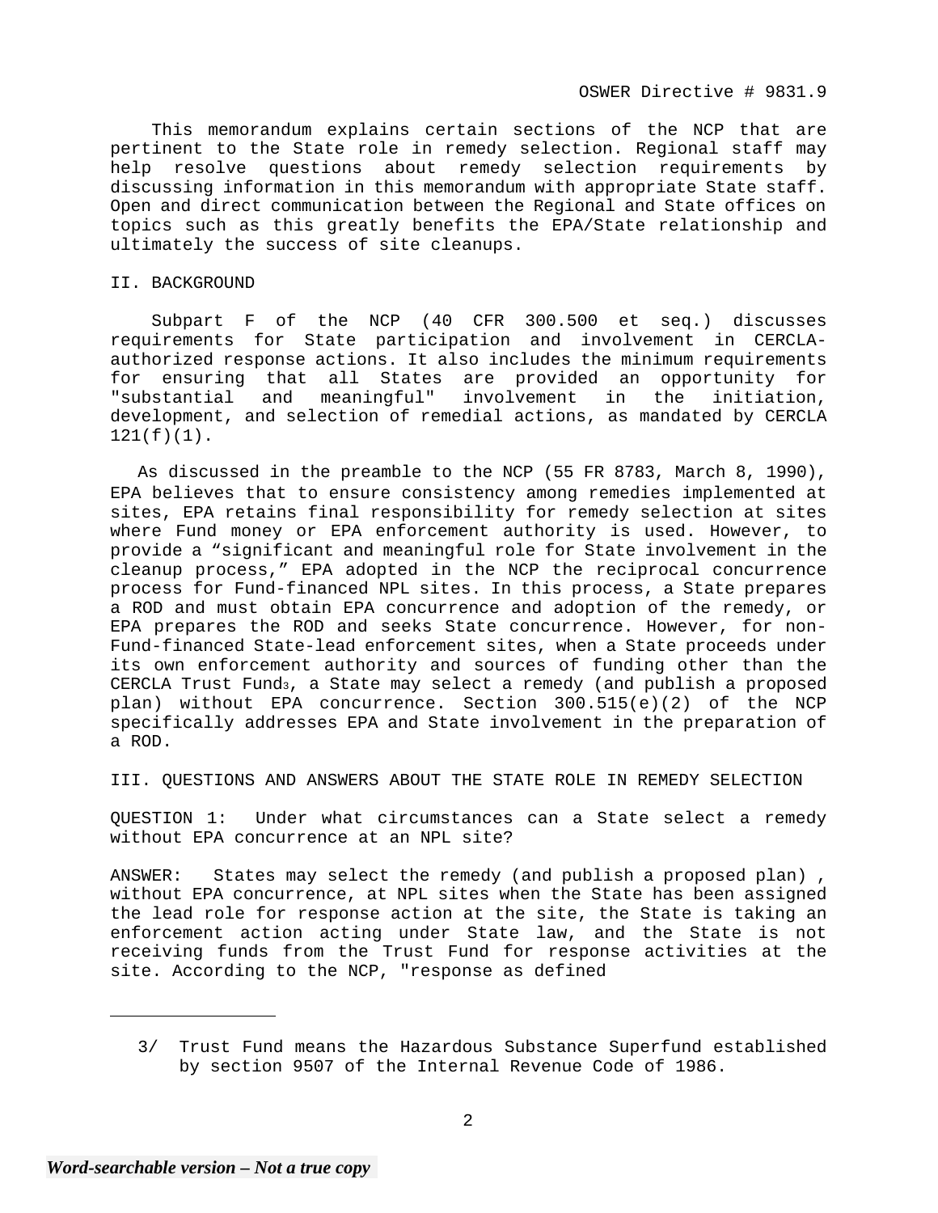This memorandum explains certain sections of the NCP that are pertinent to the State role in remedy selection. Regional staff may help resolve questions about remedy selection requirements by discussing information in this memorandum with appropriate State staff. Open and direct communication between the Regional and State offices on topics such as this greatly benefits the EPA/State relationship and ultimately the success of site cleanups.

## II. BACKGROUND

Subpart F of the NCP (40 CFR 300.500 et seq.) discusses requirements for State participation and involvement in CERCLA-authorized response actions. It also includes the minimum requirements for ensuring that all States are provided an opportunity for "substantial and meaningful" involvement in the initiation, development, and selection of remedial actions, as mandated by CERCLA 121(f)(1).

As discussed in the preamble to the NCP (55 FR 8783, March 8, 1990), EPA believes that to ensure consistency among remedies implemented at sites, EPA retains final responsibility for remedy selection at sites where Fund money or EPA enforcement authority is used. However, to provide a "significant and meaningful role for State involvement in the cleanup process," EPA adopted in the NCP the reciprocal concurrence process for Fund-financed NPL sites. In this process, a State prepares a ROD and must obtain EPA concurrence and adoption of the remedy, or EPA prepares the ROD and seeks State concurrence. However, for non-Fund-financed State-lead enforcement sites, when a State proceeds under its own enforcement authority and sources of funding other than the CERCLA Trust Fund[3], a State may select a remedy (and publish a proposed plan) without EPA concurrence. Section 300.515(e)(2) of the NCP specifically addresses EPA and State involvement in the preparation of a ROD.

## III. QUESTIONS AND ANSWERS ABOUT THE STATE ROLE IN REMEDY SELECTION

QUESTION 1: Under what circumstances can a State select a remedy without EPA concurrence at an NPL site?

ANSWER: States may select the remedy (and publish a proposed plan) , without EPA concurrence, at NPL sites when the State has been assigned the lead role for response action at the site, the State is taking an enforcement action acting under State law, and the State is not receiving funds from the Trust Fund for response activities at the site. According to the NCP, "response as defined

---

3/ Trust Fund means the Hazardous Substance Superfund established by section 9507 of the Internal Revenue Code of 1986.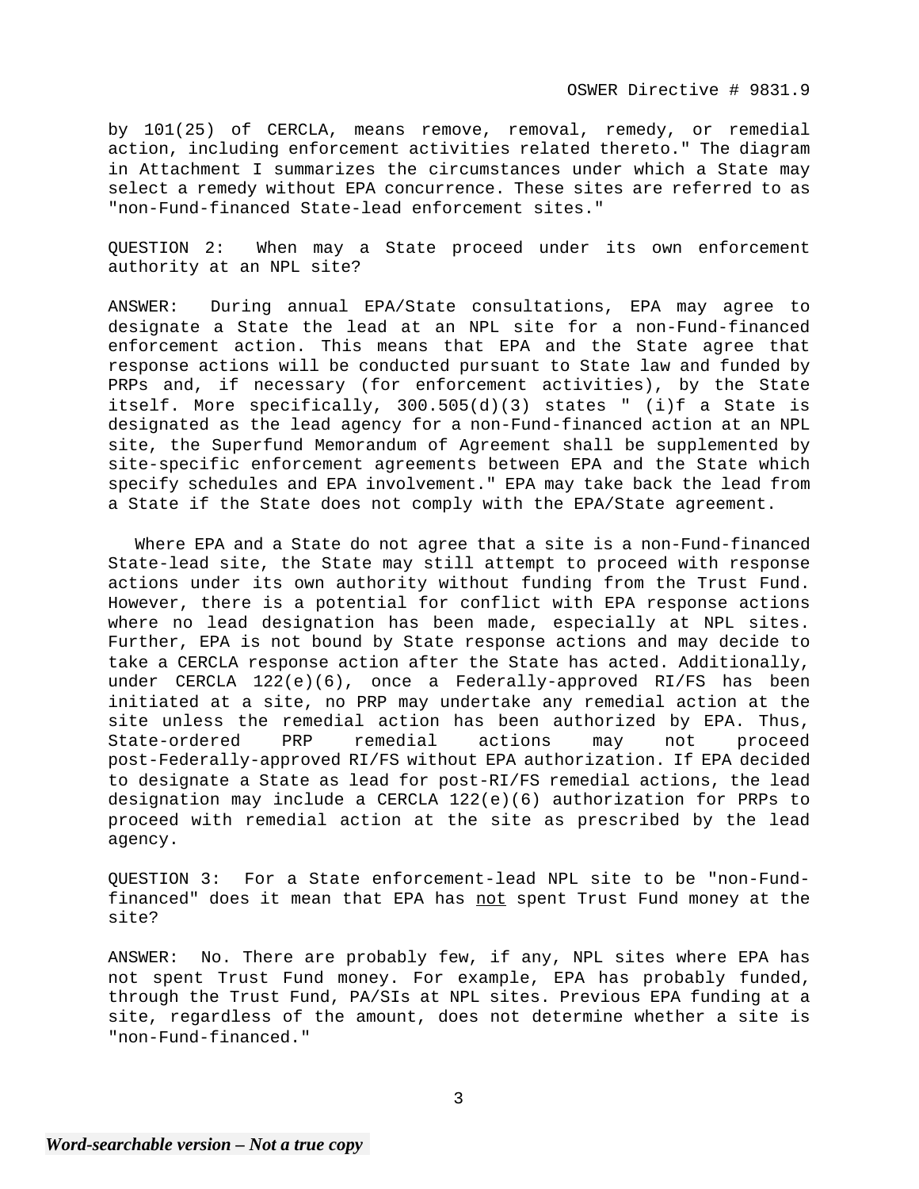by 101(25) of CERCLA, means remove, removal, remedy, or remedial action, including enforcement activities related thereto." The diagram in Attachment I summarizes the circumstances under which a State may select a remedy without EPA concurrence. These sites are referred to as "non-Fund-financed State-lead enforcement sites."

QUESTION 2: When may a State proceed under its own enforcement authority at an NPL site?

ANSWER: During annual EPA/State consultations, EPA may agree to designate a State the lead at an NPL site for a non-Fund-financed enforcement action. This means that EPA and the State agree that response actions will be conducted pursuant to State law and funded by PRPs and, if necessary (for enforcement activities), by the State itself. More specifically, 300.505(d)(3) states " (i)f a State is designated as the lead agency for a non-Fund-financed action at an NPL site, the Superfund Memorandum of Agreement shall be supplemented by site-specific enforcement agreements between EPA and the State which specify schedules and EPA involvement." EPA may take back the lead from a State if the State does not comply with the EPA/State agreement.

Where EPA and a State do not agree that a site is a non-Fund-financed State-lead site, the State may still attempt to proceed with response actions under its own authority without funding from the Trust Fund. However, there is a potential for conflict with EPA response actions where no lead designation has been made, especially at NPL sites. Further, EPA is not bound by State response actions and may decide to take a CERCLA response action after the State has acted. Additionally, under CERCLA 122(e)(6), once a Federally-approved RI/FS has been initiated at a site, no PRP may undertake any remedial action at the site unless the remedial action has been authorized by EPA. Thus, State-ordered PRP remedial actions may not proceed post-Federally-approved RI/FS without EPA authorization. If EPA decided to designate a State as lead for post-RI/FS remedial actions, the lead designation may include a CERCLA 122(e)(6) authorization for PRPs to proceed with remedial action at the site as prescribed by the lead agency.

QUESTION 3: For a State enforcement-lead NPL site to be "non-Fund-financed" does it mean that EPA has not spent Trust Fund money at the site?

ANSWER: No. There are probably few, if any, NPL sites where EPA has not spent Trust Fund money. For example, EPA has probably funded, through the Trust Fund, PA/SIs at NPL sites. Previous EPA funding at a site, regardless of the amount, does not determine whether a site is "non-Fund-financed."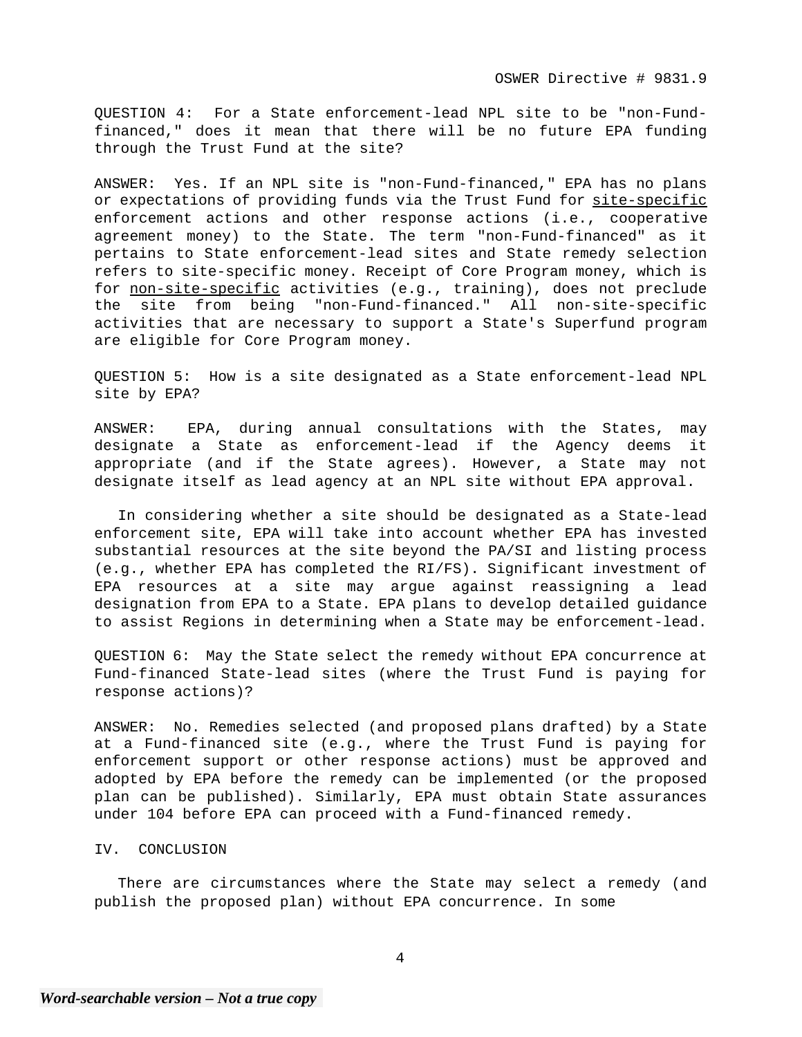QUESTION 4: For a State enforcement-lead NPL site to be "non-Fund-financed," does it mean that there will be no future EPA funding through the Trust Fund at the site?

ANSWER: Yes. If an NPL site is "non-Fund-financed," EPA has no plans or expectations of providing funds via the Trust Fund for <u>site-specific</u> enforcement actions and other response actions (i.e., cooperative agreement money) to the State. The term "non-Fund-financed" as it pertains to State enforcement-lead sites and State remedy selection refers to site-specific money. Receipt of Core Program money, which is for <u>non-site-specific</u> activities (e.g., training), does not preclude the site from being "non-Fund-financed." All non-site-specific activities that are necessary to support a State's Superfund program are eligible for Core Program money.

QUESTION 5: How is a site designated as a State enforcement-lead NPL site by EPA?

ANSWER: EPA, during annual consultations with the States, may designate a State as enforcement-lead if the Agency deems it appropriate (and if the State agrees). However, a State may not designate itself as lead agency at an NPL site without EPA approval.

In considering whether a site should be designated as a State-lead enforcement site, EPA will take into account whether EPA has invested substantial resources at the site beyond the PA/SI and listing process (e.g., whether EPA has completed the RI/FS). Significant investment of EPA resources at a site may argue against reassigning a lead designation from EPA to a State. EPA plans to develop detailed guidance to assist Regions in determining when a State may be enforcement-lead.

QUESTION 6: May the State select the remedy without EPA concurrence at Fund-financed State-lead sites (where the Trust Fund is paying for response actions)?

ANSWER: No. Remedies selected (and proposed plans drafted) by a State at a Fund-financed site (e.g., where the Trust Fund is paying for enforcement support or other response actions) must be approved and adopted by EPA before the remedy can be implemented (or the proposed plan can be published). Similarly, EPA must obtain State assurances under 104 before EPA can proceed with a Fund-financed remedy.

## IV. CONCLUSION

There are circumstances where the State may select a remedy (and publish the proposed plan) without EPA concurrence. In some

*Word-searchable version – Not a true copy*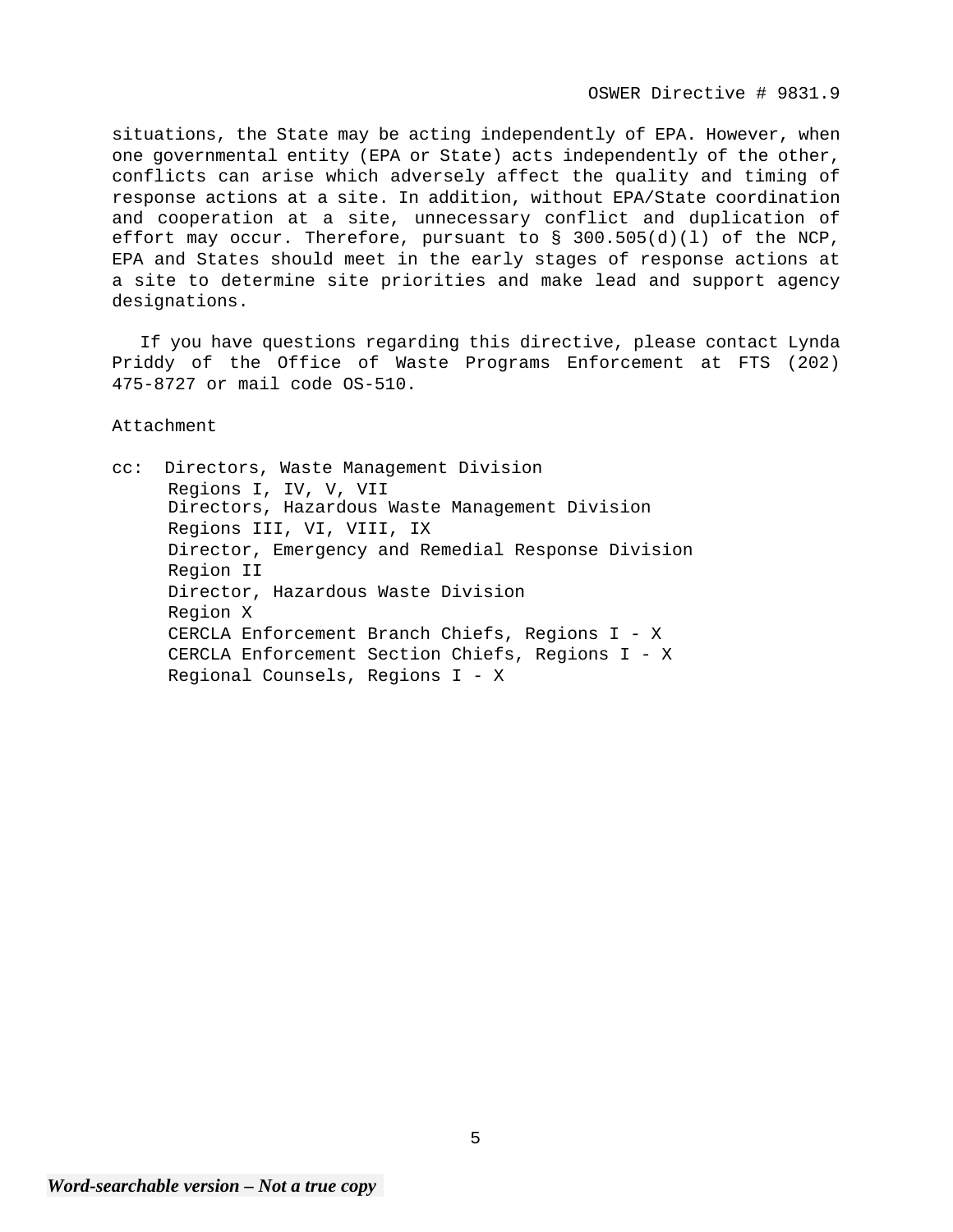situations, the State may be acting independently of EPA. However, when one governmental entity (EPA or State) acts independently of the other, conflicts can arise which adversely affect the quality and timing of response actions at a site. In addition, without EPA/State coordination and cooperation at a site, unnecessary conflict and duplication of effort may occur. Therefore, pursuant to § 300.505(d)(l) of the NCP, EPA and States should meet in the early stages of response actions at a site to determine site priorities and make lead and support agency designations.

If you have questions regarding this directive, please contact Lynda Priddy of the Office of Waste Programs Enforcement at FTS (202) 475-8727 or mail code OS-510.

Attachment

cc: Directors, Waste Management Division
Regions I, IV, V, VII
Directors, Hazardous Waste Management Division
Regions III, VI, VIII, IX
Director, Emergency and Remedial Response Division
Region II
Director, Hazardous Waste Division
Region X
CERCLA Enforcement Branch Chiefs, Regions I - X
CERCLA Enforcement Section Chiefs, Regions I - X
Regional Counsels, Regions I - X

*Word-searchable version – Not a true copy*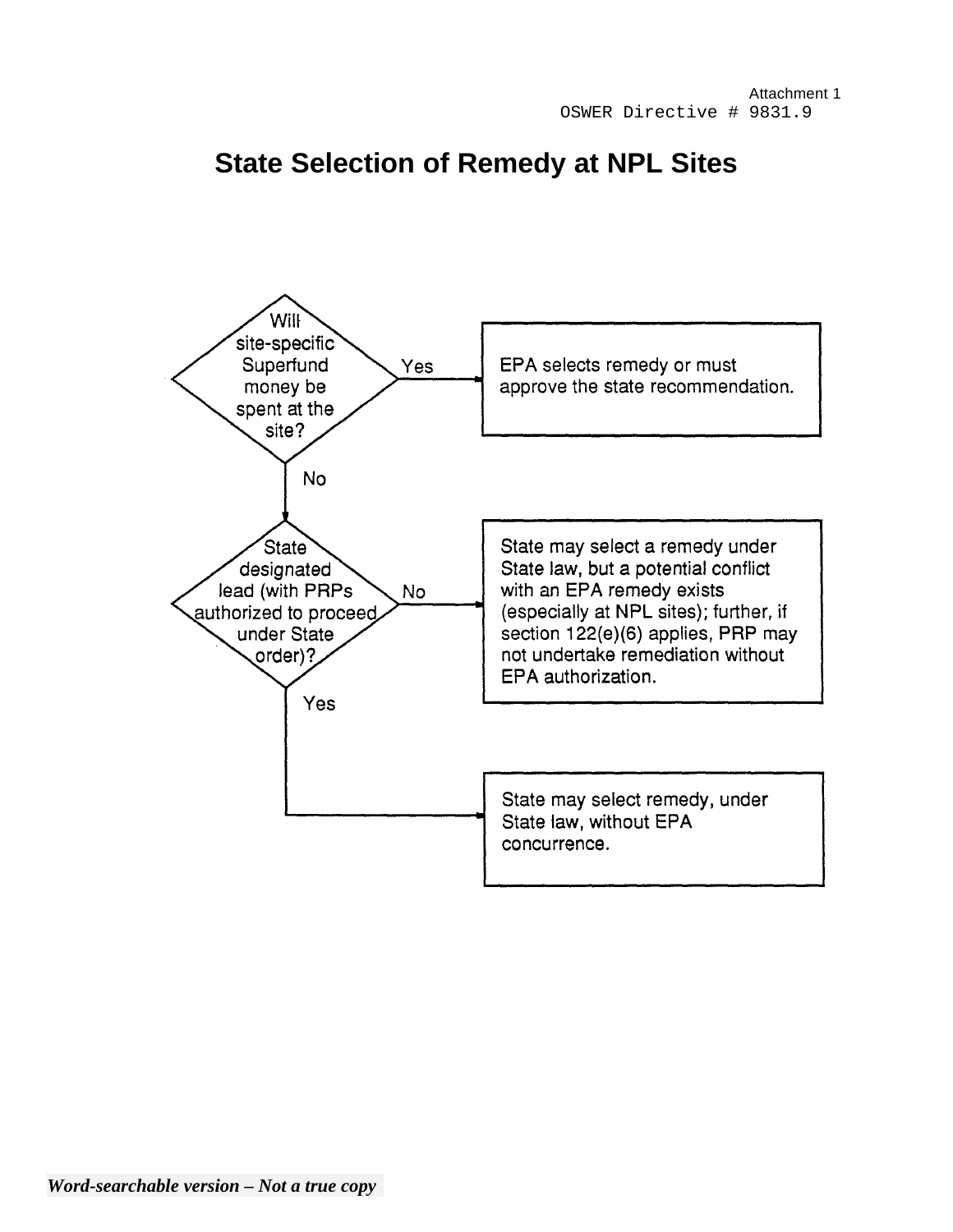Attachment 1
OSWER Directive # 9831.9

# State Selection of Remedy at NPL Sites

Will site-specific Superfund money be spent at the site?

Yes

EPA selects remedy or must approve the state recommendation.

No

State designated lead (with PRPs authorized to proceed under State order)?

No

State may select a remedy under State law, but a potential conflict with an EPA remedy exists (especially at NPL sites); further, if section 122(e)(6) applies, PRP may not undertake remediation without EPA authorization.

Yes

State may select remedy, under State law, without EPA concurrence.

*Word-searchable version – Not a true copy*